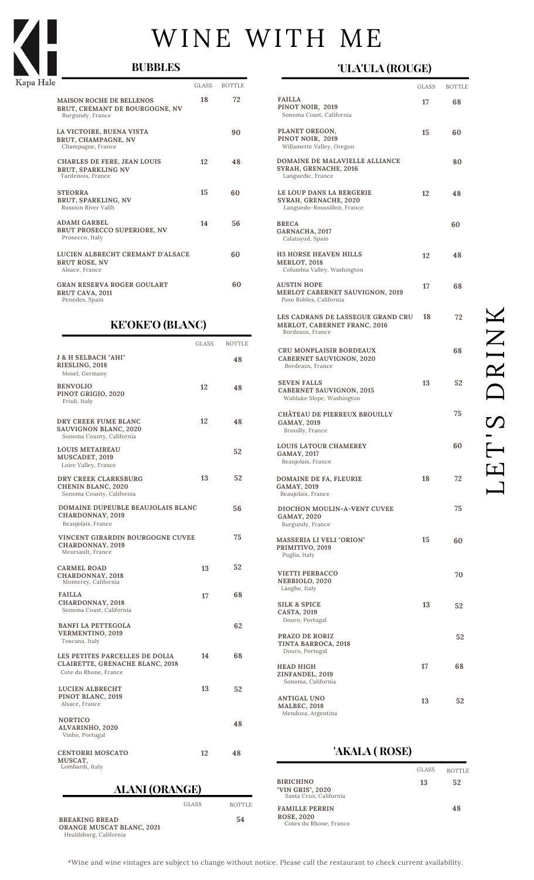# WINE WITH ME

Kapa Hale

LET'S DRINK

## BUBBLES

| | GLASS | BOTTLE |
|---|---|---|
| **MAISON ROCHE DE BELLENOS**<br>**BRUT, CREMANT DE BOURGOGNE, NV**<br>Burgundy, France | 18 | 72 |
| **LA VICTOIRE, BUENA VISTA**<br>**BRUT, CHAMPAGNE, NV**<br>Champagne, France | | 90 |
| **CHARLES DE FERE, JEAN LOUIS**<br>**BRUT, SPARKLING NV**<br>Tardenois, France | 12 | 48 |
| **STEORRA**<br>**BRUT, SPARKLING, NV**<br>Russion River Vallh | 15 | 60 |
| **ADAMI GARBEL**<br>**BRUT PROSECCO SUPERIORE, NV**<br>Prosecco, Italy | 14 | 56 |
| **LUCIEN ALBRECHT CREMANT D'ALSACE**<br>**BRUT ROSE, NV**<br>Alsace, France | | 60 |
| **GRAN RESERVA ROGER GOULART**<br>**BRUT CAVA, 2011**<br>Penedes, Spain | | 60 |

## KE'OKE'O (BLANC)

| | GLASS | BOTTLE |
|---|---|---|
| **J & H SELBACH "AHI"**<br>**RIESLING, 2018**<br>Mosel, Germany | | 48 |
| **BENVOLIO**<br>**PINOT GRIGIO, 2020**<br>Friuli, Italy | 12 | 48 |
| **DRY CREEK FUME BLANC**<br>**SAUVIGNON BLANC, 2020**<br>Sonoma County, California | 12 | 48 |
| **LOUIS METAIREAU**<br>**MUSCADET, 2019**<br>Loire Valley, France | | 52 |
| **DRY CREEK CLARKSBURG**<br>**CHENIN BLANC, 2020**<br>Sonoma County, California | 13 | 52 |
| **DOMAINE DUPEUBLE BEAUJOLAIS BLANC**<br>**CHARDONNAY, 2019**<br>Beaujolais, France | | 56 |
| **VINCENT GIRARDIN BOURGOGNE CUVEE**<br>**CHARDONNAY, 2019**<br>Meursault, France | | 75 |
| **CARMEL ROAD**<br>**CHARDONNAY, 2018**<br>Monterey, California | 13 | 52 |
| **FAILLA**<br>**CHARDONNAY, 2018**<br>Sonoma Coast, California | 17 | 68 |
| **BANFI LA PETTEGOLA**<br>**VERMENTINO, 2019**<br>Toscana, Italy | | 62 |
| **LES PETITES PARCELLES DE DOLIA**<br>**CLAIRETTE, GRENACHE BLANC, 2018**<br>Cote du Rhone, France | 14 | 68 |
| **LUCIEN ALBRECHT**<br>**PINOT BLANC, 2019**<br>Alsace, France | 13 | 52 |
| **NORTICO**<br>**ALVARINHO, 2020**<br>Vinho, Portugal | | 48 |
| **CENTORRI MOSCATO**<br>**MUSCAT,**<br>Lombardi, Italy | 12 | 48 |

## ALANI (ORANGE)

| | GLASS | BOTTLE |
|---|---|---|
| **BREAKING BREAD**<br>**ORANGE MUSCAT BLANC, 2021**<br>Healdsburg, California | | 54 |

## 'ULA'ULA (ROUGE)

| | GLASS | BOTTLE |
|---|---|---|
| **FAILLA**<br>**PINOT NOIR, 2019**<br>Sonoma Coast, California | 17 | 68 |
| **PLANET OREGON,**<br>**PINOT NOIR, 2019**<br>Willamette Valley, Oregon | 15 | 60 |
| **DOMAINE DE MALAVIELLE ALLIANCE**<br>**SYRAH, GRENACHE, 2016**<br>Languedic, France | | 80 |
| **LE LOUP DANS LA BERGERIE**<br>**SYRAH, GRENACHE, 2020**<br>Languedo-Roussillon, France | 12 | 48 |
| **BRECA**<br>**GARNACHA, 2017**<br>Calatayud, Spain | | 60 |
| **H3 HORSE HEAVEN HILLS**<br>**MERLOT, 2018**<br>Columbia Valley, Washington | 12 | 48 |
| **AUSTIN HOPE**<br>**MERLOT CABERNET SAUVIGNON, 2019**<br>Paso Robles, California | 17 | 68 |
| **LES CADRANS DE LASSEGUE GRAND CRU**<br>**MERLOT, CABERNET FRANC, 2016**<br>Bordeaux, France | 18 | 72 |
| **CRU MONPLAISIR BORDEAUX**<br>**CABERNET SAUVIGNON, 2020**<br>Bordeaux, France | | 68 |
| **SEVEN FALLS**<br>**CABERNET SAUVIGNON, 2015**<br>Wahluke Slope, Washington | 13 | 52 |
| **CHÂTEAU DE PIERREUX BROUILLY**<br>**GAMAY, 2019**<br>Brouilly, France | | 75 |
| **LOUIS LATOUR CHAMEREY**<br>**GAMAY, 2017**<br>Beaujolais, France | | 60 |
| **DOMAINE DE FA, FLEURIE**<br>**GAMAY, 2019**<br>Beaujolais, France | 18 | 72 |
| **DIOCHON MOULIN-A-VENT CUVEE**<br>**GAMAY, 2020**<br>Burgundy, France | | 75 |
| **MASSERIA LI VELI "ORION"**<br>**PRIMITIVO, 2019**<br>Puglia, Italy | 15 | 60 |
| **VIETTI PERBACCO**<br>**NEBBIOLO, 2020**<br>Langhe, Italy | | 70 |
| **SILK & SPICE**<br>**CASTA, 2019**<br>Douro, Portugal | 13 | 52 |
| **PRAZO DE RORIZ**<br>**TINTA BARROCA, 2018**<br>Douro, Portugal | | 52 |
| **HEAD HIGH**<br>**ZINFANDEL, 2019**<br>Sonoma, California | 17 | 68 |
| **ANTIGAL UNO**<br>**MALBEC, 2018**<br>Mendoza, Argentina | 13 | 52 |

## 'AKALA ( ROSE)

| | GLASS | BOTTLE |
|---|---|---|
| **BIRICHINO**<br>**"VIN GRIS", 2020**<br>Santa Cruz, California | 13 | 52 |
| **FAMILLE PERRIN**<br>**ROSE, 2020**<br>Cotes du Rhone, France | | 48 |

*Wine and wine vintages are subject to change without notice. Please call the restaurant to check current availability.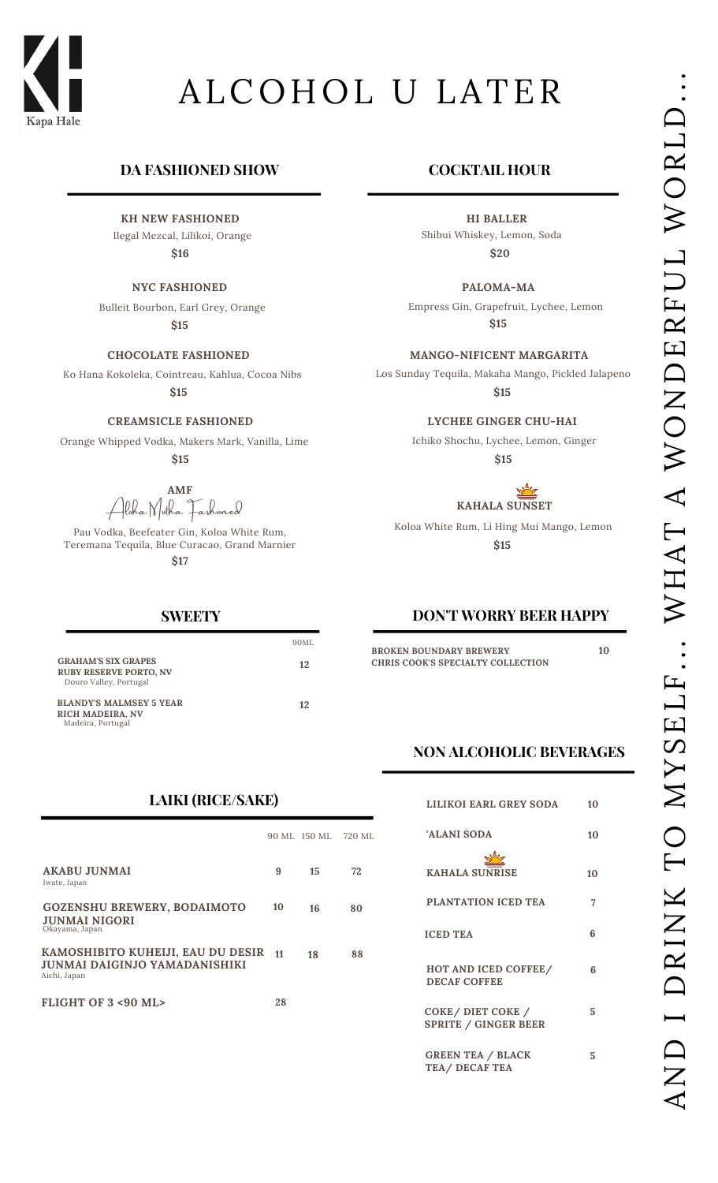Kapa Hale

# ALCOHOL U LATER

AND I DRINK TO MYSELF... WHAT A WONDERFUL WORLD...

## DA FASHIONED SHOW

**KH NEW FASHIONED**
Ilegal Mezcal, Lilikoi, Orange
**$16**

**NYC FASHIONED**
Bulleit Bourbon, Earl Grey, Orange
**$15**

**CHOCOLATE FASHIONED**
Ko Hana Kokoleka, Cointreau, Kahlua, Cocoa Nibs
**$15**

**CREAMSICLE FASHIONED**
Orange Whipped Vodka, Makers Mark, Vanilla, Lime
**$15**

**AMF**
Aloha Mutha Fashioned
Pau Vodka, Beefeater Gin, Koloa White Rum, Teremana Tequila, Blue Curacao, Grand Marnier
**$17**

## COCKTAIL HOUR

**HI BALLER**
Shibui Whiskey, Lemon, Soda
**$20**

**PALOMA-MA**
Empress Gin, Grapefruit, Lychee, Lemon
**$15**

**MANGO-NIFICENT MARGARITA**
Los Sunday Tequila, Makaha Mango, Pickled Jalapeno
**$15**

**LYCHEE GINGER CHU-HAI**
Ichiko Shochu, Lychee, Lemon, Ginger
**$15**

**KAHALA SUNSET**
Koloa White Rum, Li Hing Mui Mango, Lemon
**$15**

## SWEETY

| | 90ML |
|---|---|
| **GRAHAM'S SIX GRAPES RUBY RESERVE PORTO, NV** Douro Valley, Portugal | 12 |
| **BLANDY'S MALMSEY 5 YEAR RICH MADEIRA, NV** Madeira, Portugal | 12 |

## DON'T WORRY BEER HAPPY

| | |
|---|---|
| **BROKEN BOUNDARY BREWERY CHRIS COOK'S SPECIALTY COLLECTION** | 10 |

## LAIKI (RICE/SAKE)

| | 90 ML | 150 ML | 720 ML |
|---|---|---|---|
| **AKABU JUNMAI** Iwate, Japan | 9 | 15 | 72 |
| **GOZENSHU BREWERY, BODAIMOTO JUNMAI NIGORI** Okayama, Japan | 10 | 16 | 80 |
| **KAMOSHIBITO KUHEIJI, EAU DU DESIR JUNMAI DAIGINJO YAMADANISHIKI** Aichi, Japan | 11 | 18 | 88 |
| **FLIGHT OF 3 <90 ML>** | 28 | | |

## NON ALCOHOLIC BEVERAGES

| | |
|---|---|
| **LILIKOI EARL GREY SODA** | 10 |
| **'ALANI SODA** | 10 |
| **KAHALA SUNRISE** | 10 |
| **PLANTATION ICED TEA** | 7 |
| **ICED TEA** | 6 |
| **HOT AND ICED COFFEE/ DECAF COFFEE** | 6 |
| **COKE/ DIET COKE / SPRITE / GINGER BEER** | 5 |
| **GREEN TEA / BLACK TEA/ DECAF TEA** | 5 |